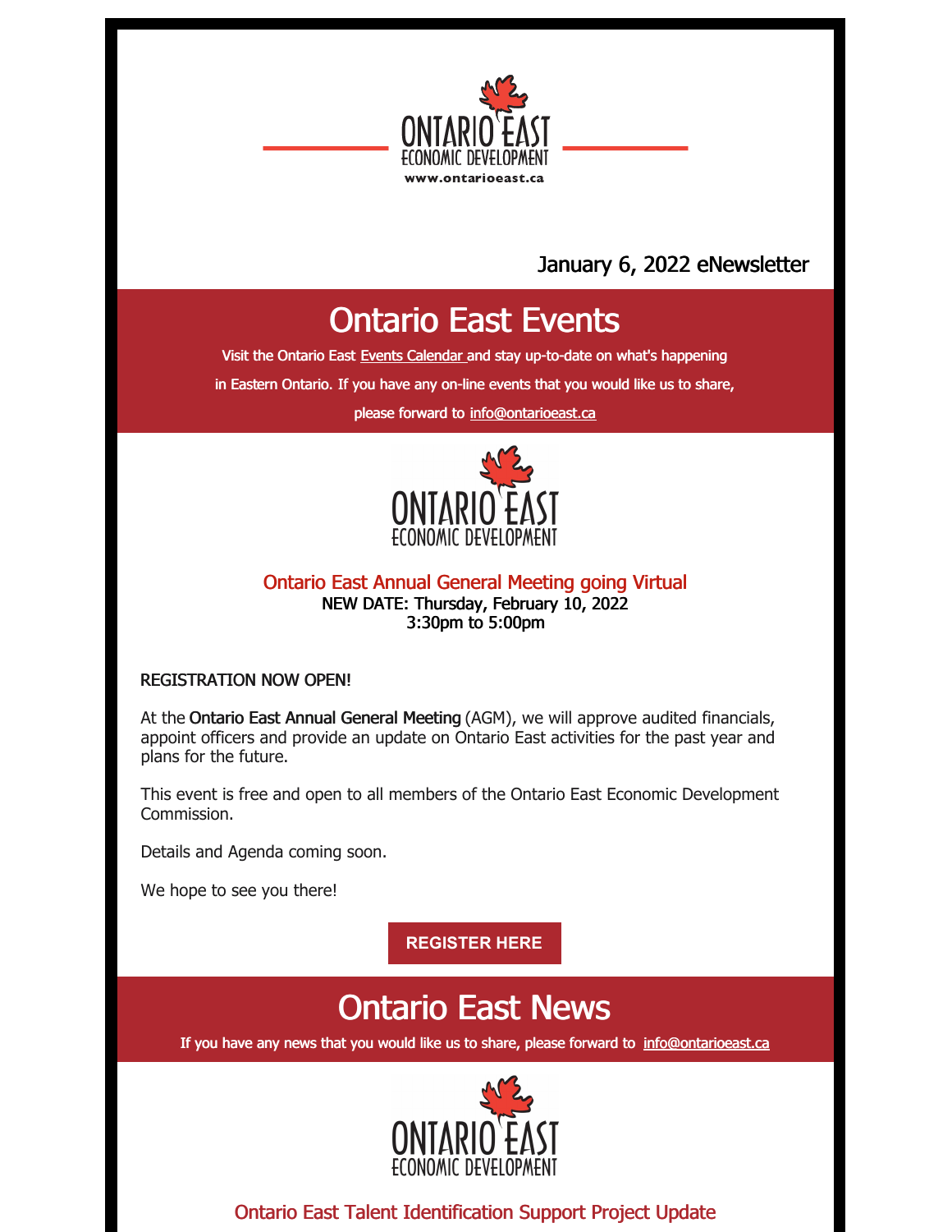ONTARIO EAST ECONOMIC DEVELOPMENT

www.ontarioeast.ca

January 6, 2022 eNewsletter

# Ontario East Events

Visit the Ontario East Events Calendar and stay up-to-date on what's happening in Eastern Ontario. If you have any on-line events that you would like us to share, please forward to info@ontarioeast.ca

## Ontario East Annual General Meeting going Virtual

NEW DATE: Thursday, February 10, 2022
3:30pm to 5:00pm

REGISTRATION NOW OPEN!

At the **Ontario East Annual General Meeting** (AGM), we will approve audited financials, appoint officers and provide an update on Ontario East activities for the past year and plans for the future.

This event is free and open to all members of the Ontario East Economic Development Commission.

Details and Agenda coming soon.

We hope to see you there!

**REGISTER HERE**

# Ontario East News

If you have any news that you would like us to share, please forward to info@ontarioeast.ca

## Ontario East Talent Identification Support Project Update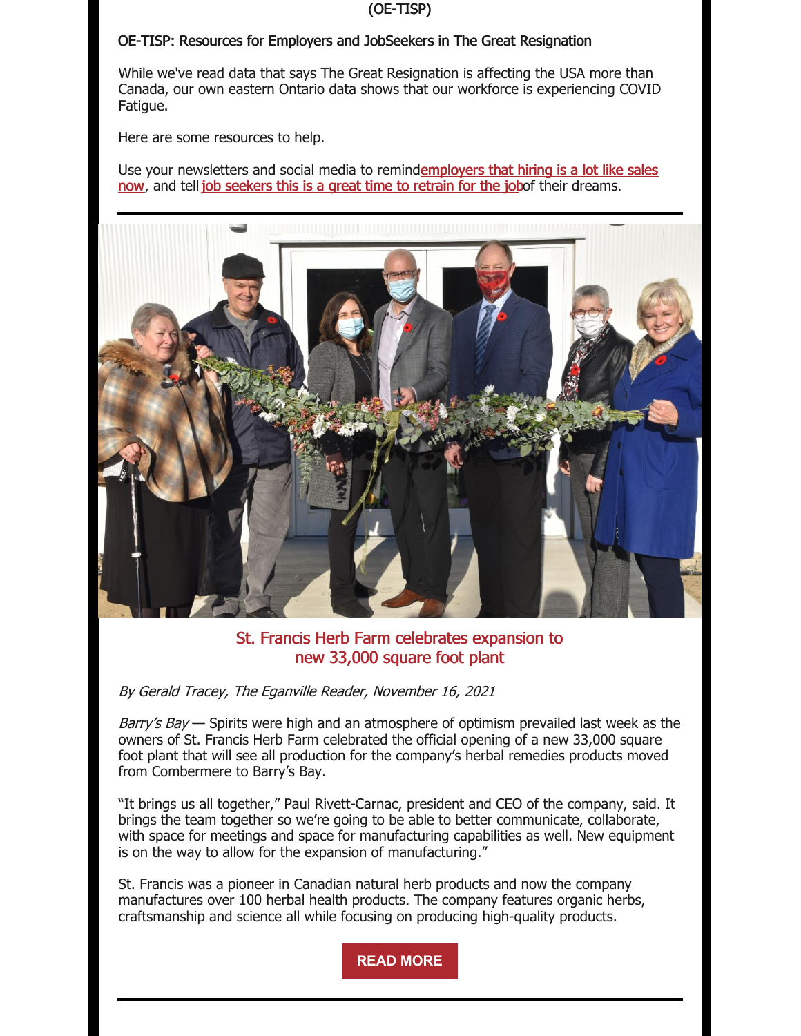(OE-TISP)

OE-TISP: Resources for Employers and JobSeekers in The Great Resignation

While we've read data that says The Great Resignation is affecting the USA more than Canada, our own eastern Ontario data shows that our workforce is experiencing COVID Fatigue.

Here are some resources to help.

Use your newsletters and social media to remind employers that hiring is a lot like sales now, and tell job seekers this is a great time to retrain for the job of their dreams.

---

## St. Francis Herb Farm celebrates expansion to new 33,000 square foot plant

*By Gerald Tracey, The Eganville Reader, November 16, 2021*

*Barry's Bay* — Spirits were high and an atmosphere of optimism prevailed last week as the owners of St. Francis Herb Farm celebrated the official opening of a new 33,000 square foot plant that will see all production for the company's herbal remedies products moved from Combermere to Barry's Bay.

"It brings us all together," Paul Rivett-Carnac, president and CEO of the company, said. It brings the team together so we're going to be able to better communicate, collaborate, with space for meetings and space for manufacturing capabilities as well. New equipment is on the way to allow for the expansion of manufacturing."

St. Francis was a pioneer in Canadian natural herb products and now the company manufactures over 100 herbal health products. The company features organic herbs, craftsmanship and science all while focusing on producing high-quality products.

READ MORE

---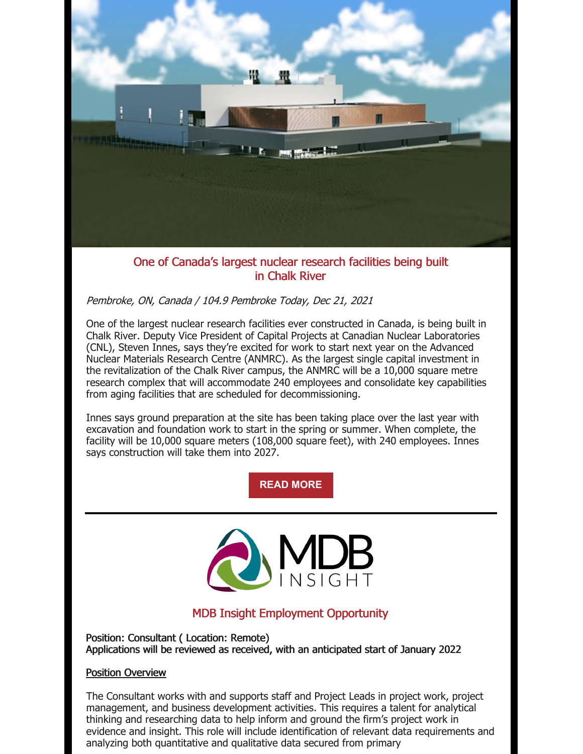## One of Canada's largest nuclear research facilities being built in Chalk River

*Pembroke, ON, Canada / 104.9 Pembroke Today, Dec 21, 2021*

One of the largest nuclear research facilities ever constructed in Canada, is being built in Chalk River. Deputy Vice President of Capital Projects at Canadian Nuclear Laboratories (CNL), Steven Innes, says they're excited for work to start next year on the Advanced Nuclear Materials Research Centre (ANMRC). As the largest single capital investment in the revitalization of the Chalk River campus, the ANMRC will be a 10,000 square metre research complex that will accommodate 240 employees and consolidate key capabilities from aging facilities that are scheduled for decommissioning.

Innes says ground preparation at the site has been taking place over the last year with excavation and foundation work to start in the spring or summer. When complete, the facility will be 10,000 square meters (108,000 square feet), with 240 employees. Innes says construction will take them into 2027.

**READ MORE**

---

MDB INSIGHT

## MDB Insight Employment Opportunity

Position: Consultant ( Location: Remote)
Applications will be reviewed as received, with an anticipated start of January 2022

Position Overview

The Consultant works with and supports staff and Project Leads in project work, project management, and business development activities. This requires a talent for analytical thinking and researching data to help inform and ground the firm's project work in evidence and insight. This role will include identification of relevant data requirements and analyzing both quantitative and qualitative data secured from primary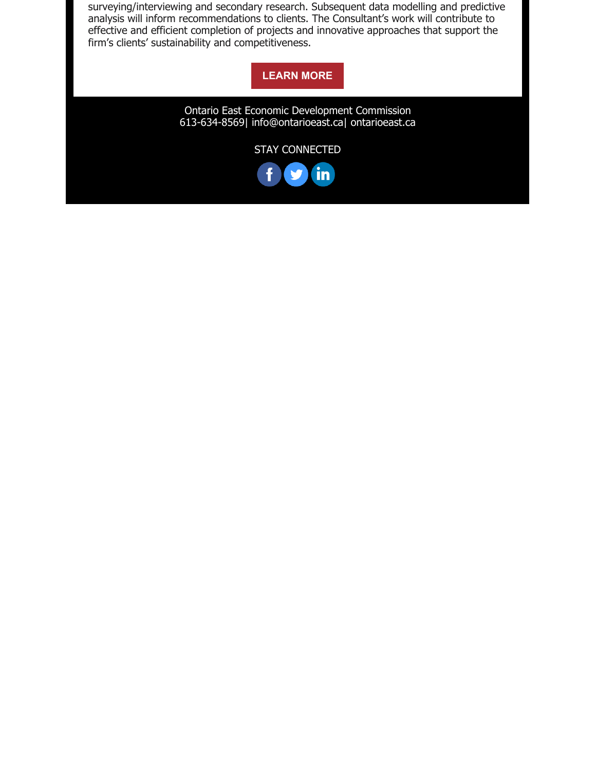surveying/interviewing and secondary research. Subsequent data modelling and predictive analysis will inform recommendations to clients. The Consultant's work will contribute to effective and efficient completion of projects and innovative approaches that support the firm's clients' sustainability and competitiveness.

**LEARN MORE**

Ontario East Economic Development Commission
613-634-8569| info@ontarioeast.ca| ontarioeast.ca

STAY CONNECTED